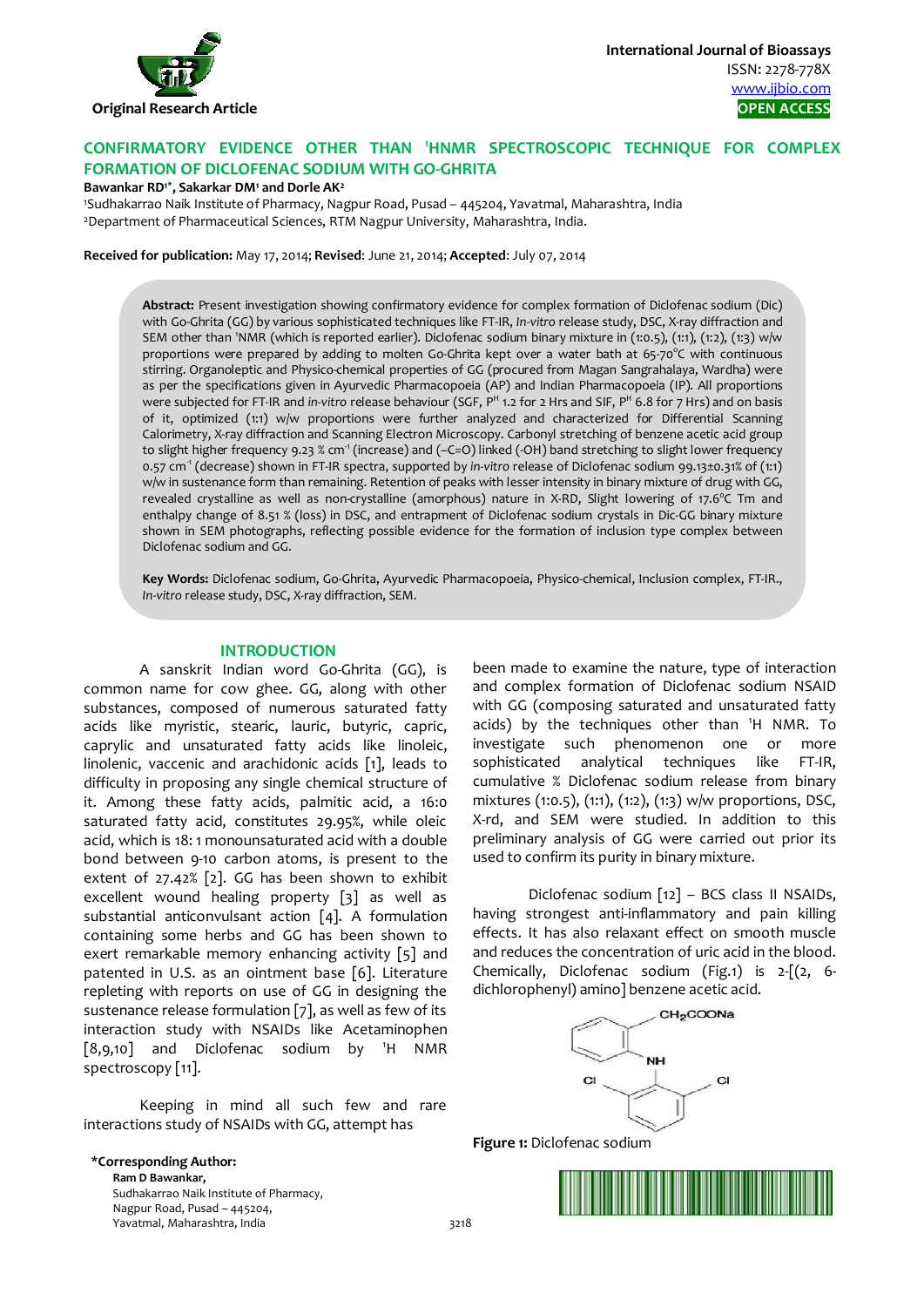International Journal of Bioassays
ISSN: 2278-778X
www.ijbio.com
OPEN ACCESS

Original Research Article

# CONFIRMATORY EVIDENCE OTHER THAN ¹HNMR SPECTROSCOPIC TECHNIQUE FOR COMPLEX FORMATION OF DICLOFENAC SODIUM WITH GO-GHRITA

**Bawankar RD[1]\*, Sakarkar DM[1] and Dorle AK[2]**

[1]Sudhakarrao Naik Institute of Pharmacy, Nagpur Road, Pusad – 445204, Yavatmal, Maharashtra, India
[2]Department of Pharmaceutical Sciences, RTM Nagpur University, Maharashtra, India.

**Received for publication:** May 17, 2014; **Revised**: June 21, 2014; **Accepted**: July 07, 2014

**Abstract:** Present investigation showing confirmatory evidence for complex formation of Diclofenac sodium (Dic) with Go-Ghrita (GG) by various sophisticated techniques like FT-IR, *In-vitro* release study, DSC, X-ray diffraction and SEM other than ¹NMR (which is reported earlier). Diclofenac sodium binary mixture in (1:0.5), (1:1), (1:2), (1:3) w/w proportions were prepared by adding to molten Go-Ghrita kept over a water bath at 65-70°C with continuous stirring. Organoleptic and Physico-chemical properties of GG (procured from Magan Sangrahalaya, Wardha) were as per the specifications given in Ayurvedic Pharmacopoeia (AP) and Indian Pharmacopoeia (IP). All proportions were subjected for FT-IR and *in-vitro* release behaviour (SGF, P^H 1.2 for 2 Hrs and SIF, P^H 6.8 for 7 Hrs) and on basis of it, optimized (1:1) w/w proportions were further analyzed and characterized for Differential Scanning Calorimetry, X-ray diffraction and Scanning Electron Microscopy. Carbonyl stretching of benzene acetic acid group to slight higher frequency 9.23 % $cm^{-1}$ (increase) and (–C=O) linked (-OH) band stretching to slight lower frequency 0.57 $cm^{-1}$ (decrease) shown in FT-IR spectra, supported by *in-vitro* release of Diclofenac sodium 99.13±0.31% of (1:1) w/w in sustenance form than remaining. Retention of peaks with lesser intensity in binary mixture of drug with GG, revealed crystalline as well as non-crystalline (amorphous) nature in X-RD, Slight lowering of 17.6°C Tm and enthalpy change of 8.51 % (loss) in DSC, and entrapment of Diclofenac sodium crystals in Dic-GG binary mixture shown in SEM photographs, reflecting possible evidence for the formation of inclusion type complex between Diclofenac sodium and GG.

**Key Words:** Diclofenac sodium, Go-Ghrita, Ayurvedic Pharmacopoeia, Physico-chemical, Inclusion complex, FT-IR., *In-vitro* release study, DSC, X-ray diffraction, SEM.

## INTRODUCTION

A sanskrit Indian word Go-Ghrita (GG), is common name for cow ghee. GG, along with other substances, composed of numerous saturated fatty acids like myristic, stearic, lauric, butyric, capric, caprylic and unsaturated fatty acids like linoleic, linolenic, vaccenic and arachidonic acids [1], leads to difficulty in proposing any single chemical structure of it. Among these fatty acids, palmitic acid, a 16:0 saturated fatty acid, constitutes 29.95%, while oleic acid, which is 18: 1 monounsaturated acid with a double bond between 9-10 carbon atoms, is present to the extent of 27.42% [2]. GG has been shown to exhibit excellent wound healing property [3] as well as substantial anticonvulsant action [4]. A formulation containing some herbs and GG has been shown to exert remarkable memory enhancing activity [5] and patented in U.S. as an ointment base [6]. Literature repleting with reports on use of GG in designing the sustenance release formulation [7], as well as few of its interaction study with NSAIDs like Acetaminophen [8,9,10] and Diclofenac sodium by ¹H NMR spectroscopy [11].

Keeping in mind all such few and rare interactions study of NSAIDs with GG, attempt has been made to examine the nature, type of interaction and complex formation of Diclofenac sodium NSAID with GG (composing saturated and unsaturated fatty acids) by the techniques other than ¹H NMR. To investigate such phenomenon one or more sophisticated analytical techniques like FT-IR, cumulative % Diclofenac sodium release from binary mixtures (1:0.5), (1:1), (1:2), (1:3) w/w proportions, DSC, X-rd, and SEM were studied. In addition to this preliminary analysis of GG were carried out prior its used to confirm its purity in binary mixture.

Diclofenac sodium [12] – BCS class II NSAIDs, having strongest anti-inflammatory and pain killing effects. It has also relaxant effect on smooth muscle and reduces the concentration of uric acid in the blood. Chemically, Diclofenac sodium (Fig.1) is 2-[(2, 6-dichlorophenyl) amino] benzene acetic acid.

**Figure 1:** Diclofenac sodium

**\*Corresponding Author:**
Ram D Bawankar,
Sudhakarrao Naik Institute of Pharmacy,
Nagpur Road, Pusad – 445204,
Yavatmal, Maharashtra, India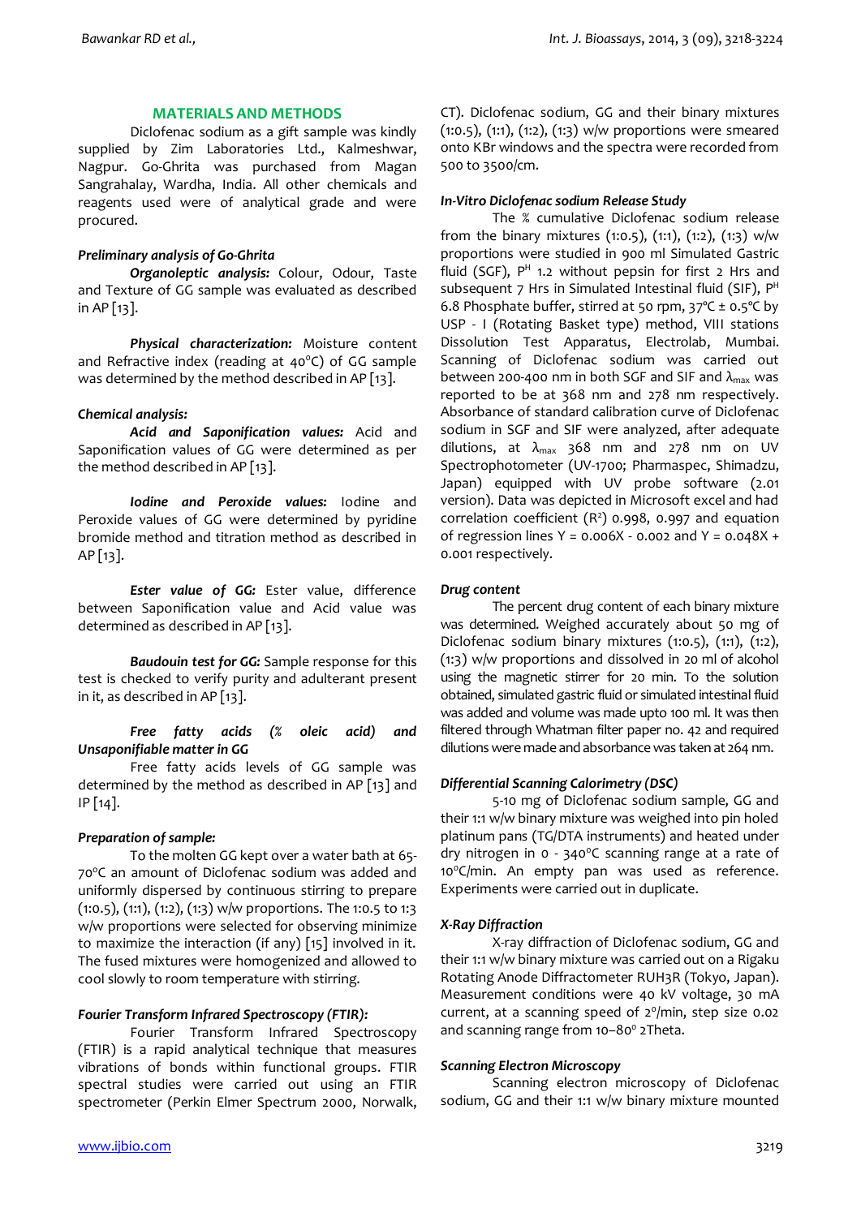## MATERIALS AND METHODS

Diclofenac sodium as a gift sample was kindly supplied by Zim Laboratories Ltd., Kalmeshwar, Nagpur. Go-Ghrita was purchased from Magan Sangrahalay, Wardha, India. All other chemicals and reagents used were of analytical grade and were procured.

### *Preliminary analysis of Go-Ghrita*

***Organoleptic analysis:*** Colour, Odour, Taste and Texture of GG sample was evaluated as described in AP [13].

***Physical characterization:*** Moisture content and Refractive index (reading at 40°C) of GG sample was determined by the method described in AP [13].

### *Chemical analysis:*

***Acid and Saponification values:*** Acid and Saponification values of GG were determined as per the method described in AP [13].

***Iodine and Peroxide values:*** Iodine and Peroxide values of GG were determined by pyridine bromide method and titration method as described in AP [13].

***Ester value of GG:*** Ester value, difference between Saponification value and Acid value was determined as described in AP [13].

***Baudouin test for GG:*** Sample response for this test is checked to verify purity and adulterant present in it, as described in AP [13].

***Free fatty acids (% oleic acid) and Unsaponifiable matter in GG***

Free fatty acids levels of GG sample was determined by the method as described in AP [13] and IP [14].

### *Preparation of sample:*

To the molten GG kept over a water bath at 65-70°C an amount of Diclofenac sodium was added and uniformly dispersed by continuous stirring to prepare (1:0.5), (1:1), (1:2), (1:3) w/w proportions. The 1:0.5 to 1:3 w/w proportions were selected for observing minimize to maximize the interaction (if any) [15] involved in it. The fused mixtures were homogenized and allowed to cool slowly to room temperature with stirring.

### *Fourier Transform Infrared Spectroscopy (FTIR):*

Fourier Transform Infrared Spectroscopy (FTIR) is a rapid analytical technique that measures vibrations of bonds within functional groups. FTIR spectral studies were carried out using an FTIR spectrometer (Perkin Elmer Spectrum 2000, Norwalk, CT). Diclofenac sodium, GG and their binary mixtures (1:0.5), (1:1), (1:2), (1:3) w/w proportions were smeared onto KBr windows and the spectra were recorded from 500 to 3500/cm.

### *In-Vitro Diclofenac sodium Release Study*

The % cumulative Diclofenac sodium release from the binary mixtures (1:0.5), (1:1), (1:2), (1:3) w/w proportions were studied in 900 ml Simulated Gastric fluid (SGF), P$^{H}$ 1.2 without pepsin for first 2 Hrs and subsequent 7 Hrs in Simulated Intestinal fluid (SIF), P$^{H}$ 6.8 Phosphate buffer, stirred at 50 rpm, 37°C ± 0.5°C by USP - I (Rotating Basket type) method, VIII stations Dissolution Test Apparatus, Electrolab, Mumbai. Scanning of Diclofenac sodium was carried out between 200-400 nm in both SGF and SIF and $\lambda_{max}$ was reported to be at 368 nm and 278 nm respectively. Absorbance of standard calibration curve of Diclofenac sodium in SGF and SIF were analyzed, after adequate dilutions, at $\lambda_{max}$ 368 nm and 278 nm on UV Spectrophotometer (UV-1700; Pharmaspec, Shimadzu, Japan) equipped with UV probe software (2.01 version). Data was depicted in Microsoft excel and had correlation coefficient ($R^2$) 0.998, 0.997 and equation of regression lines Y = 0.006X - 0.002 and Y = 0.048X + 0.001 respectively.

### *Drug content*

The percent drug content of each binary mixture was determined. Weighed accurately about 50 mg of Diclofenac sodium binary mixtures (1:0.5), (1:1), (1:2), (1:3) w/w proportions and dissolved in 20 ml of alcohol using the magnetic stirrer for 20 min. To the solution obtained, simulated gastric fluid or simulated intestinal fluid was added and volume was made upto 100 ml. It was then filtered through Whatman filter paper no. 42 and required dilutions were made and absorbance was taken at 264 nm.

### *Differential Scanning Calorimetry (DSC)*

5-10 mg of Diclofenac sodium sample, GG and their 1:1 w/w binary mixture was weighed into pin holed platinum pans (TG/DTA instruments) and heated under dry nitrogen in 0 - 340°C scanning range at a rate of 10°C/min. An empty pan was used as reference. Experiments were carried out in duplicate.

### *X-Ray Diffraction*

X-ray diffraction of Diclofenac sodium, GG and their 1:1 w/w binary mixture was carried out on a Rigaku Rotating Anode Diffractometer RUH3R (Tokyo, Japan). Measurement conditions were 40 kV voltage, 30 mA current, at a scanning speed of 2°/min, step size 0.02 and scanning range from 10–80° 2Theta.

### *Scanning Electron Microscopy*

Scanning electron microscopy of Diclofenac sodium, GG and their 1:1 w/w binary mixture mounted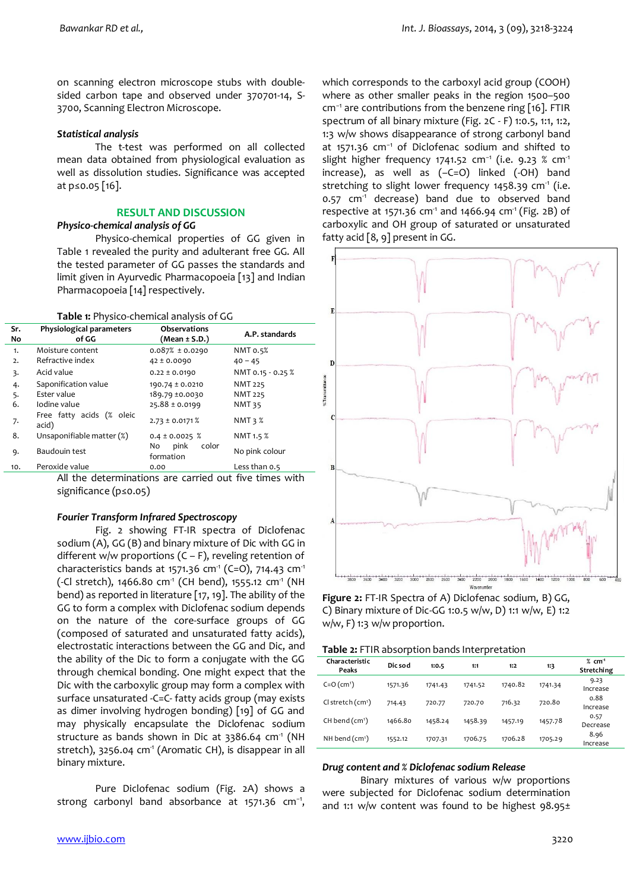on scanning electron microscope stubs with double-sided carbon tape and observed under 370701-14, S-3700, Scanning Electron Microscope.

### Statistical analysis

The t-test was performed on all collected mean data obtained from physiological evaluation as well as dissolution studies. Significance was accepted at p≤0.05 [16].

## RESULT AND DISCUSSION

### Physico-chemical analysis of GG

Physico-chemical properties of GG given in Table 1 revealed the purity and adulterant free GG. All the tested parameter of GG passes the standards and limit given in Ayurvedic Pharmacopoeia [13] and Indian Pharmacopoeia [14] respectively.

**Table 1:** Physico-chemical analysis of GG

| Sr. No | Physiological parameters of GG | Observations (Mean ± S.D.) | A.P. standards |
|---|---|---|---|
| 1. | Moisture content | 0.087% ± 0.0290 | NMT 0.5% |
| 2. | Refractive index | 42 ± 0.0090 | 40 – 45 |
| 3. | Acid value | 0.22 ± 0.0190 | NMT 0.15 - 0.25 % |
| 4. | Saponification value | 190.74 ± 0.0210 | NMT 225 |
| 5. | Ester value | 189.79 ±0.0030 | NMT 225 |
| 6. | Iodine value | 25.88 ± 0.0199 | NMT 35 |
| 7. | Free fatty acids (% oleic acid) | 2.73 ± 0.0171 % | NMT 3 % |
| 8. | Unsaponifiable matter (%) | 0.4 ± 0.0025 % | NMT 1.5 % |
| 9. | Baudouin test | No pink color formation | No pink colour |
| 10. | Peroxide value | 0.00 | Less than 0.5 |

All the determinations are carried out five times with significance (p≤0.05)

### Fourier Transform Infrared Spectroscopy

Fig. 2 showing FT-IR spectra of Diclofenac sodium (A), GG (B) and binary mixture of Dic with GG in different w/w proportions (C – F), reveling retention of characteristics bands at 1571.36 cm$^{-1}$ (C=O), 714.43 cm$^{-1}$ (-Cl stretch), 1466.80 cm$^{-1}$ (CH bend), 1555.12 cm$^{-1}$ (NH bend) as reported in literature [17, 19]. The ability of the GG to form a complex with Diclofenac sodium depends on the nature of the core-surface groups of GG (composed of saturated and unsaturated fatty acids), electrostatic interactions between the GG and Dic, and the ability of the Dic to form a conjugate with the GG through chemical bonding. One might expect that the Dic with the carboxylic group may form a complex with surface unsaturated -C=C- fatty acids group (may exists as dimer involving hydrogen bonding) [19] of GG and may physically encapsulate the Diclofenac sodium structure as bands shown in Dic at 3386.64 cm$^{-1}$ (NH stretch), 3256.04 cm$^{-1}$ (Aromatic CH), is disappear in all binary mixture.

Pure Diclofenac sodium (Fig. 2A) shows a strong carbonyl band absorbance at 1571.36 cm$^{-1}$, which corresponds to the carboxyl acid group (COOH) where as other smaller peaks in the region 1500–500 cm$^{-1}$ are contributions from the benzene ring [16]. FTIR spectrum of all binary mixture (Fig. 2C - F) 1:0.5, 1:1, 1:2, 1:3 w/w shows disappearance of strong carbonyl band at 1571.36 cm$^{-1}$ of Diclofenac sodium and shifted to slight higher frequency 1741.52 cm$^{-1}$ (i.e. 9.23 % cm$^{-1}$ increase), as well as (–C=O) linked (-OH) band stretching to slight lower frequency 1458.39 cm$^{-1}$ (i.e. 0.57 cm$^{-1}$ decrease) band due to observed band respective at 1571.36 cm$^{-1}$ and 1466.94 cm$^{-1}$ (Fig. 2B) of carboxylic and OH group of saturated or unsaturated fatty acid [8, 9] present in GG.

**Figure 2:** FT-IR Spectra of A) Diclofenac sodium, B) GG, C) Binary mixture of Dic-GG 1:0.5 w/w, D) 1:1 w/w, E) 1:2 w/w, F) 1:3 w/w proportion.

**Table 2:** FTIR absorption bands Interpretation

| Characteristic Peaks | Dic sod | 1:0.5 | 1:1 | 1:2 | 1:3 | % cm$^{-1}$ Stretching |
|---|---|---|---|---|---|---|
| C=O (cm$^{-1}$) | 1571.36 | 1741.43 | 1741.52 | 1740.82 | 1741.34 | 9.23 Increase |
| Cl stretch (cm$^{-1}$) | 714.43 | 720.77 | 720.70 | 716.32 | 720.80 | 0.88 Increase |
| CH bend (cm$^{-1}$) | 1466.80 | 1458.24 | 1458.39 | 1457.19 | 1457.78 | 0.57 Decrease |
| NH bend (cm$^{-1}$) | 1552.12 | 1707.31 | 1706.75 | 1706.28 | 1705.29 | 8.96 Increase |

### Drug content and % Diclofenac sodium Release

Binary mixtures of various w/w proportions were subjected for Diclofenac sodium determination and 1:1 w/w content was found to be highest 98.95±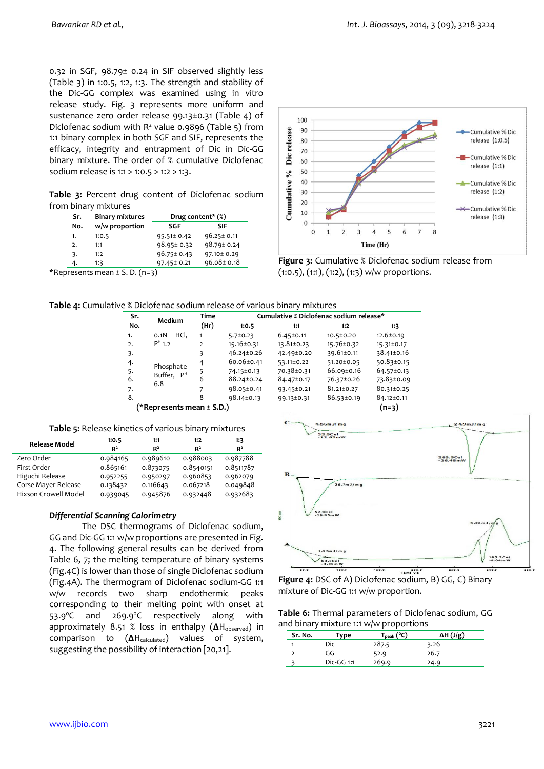0.32 in SGF, 98.79± 0.24 in SIF observed slightly less (Table 3) in 1:0.5, 1:2, 1:3. The strength and stability of the Dic-GG complex was examined using in vitro release study. Fig. 3 represents more uniform and sustenance zero order release 99.13±0.31 (Table 4) of Diclofenac sodium with $R^2$ value 0.9896 (Table 5) from 1:1 binary complex in both SGF and SIF, represents the efficacy, integrity and entrapment of Dic in Dic-GG binary mixture. The order of % cumulative Diclofenac sodium release is 1:1 > 1:0.5 > 1:2 > 1:3.

**Table 3:** Percent drug content of Diclofenac sodium from binary mixtures

| Sr. No. | Binary mixtures w/w proportion | Drug content* (%) | |
|---|---|---|---|
| | | SGF | SIF |
| 1. | 1:0.5 | 95.51± 0.42 | 96.25± 0.11 |
| 2. | 1:1 | 98.95± 0.32 | 98.79± 0.24 |
| 3. | 1:2 | 96.75± 0.43 | 97.10± 0.29 |
| 4. | 1:3 | 97.45± 0.21 | 96.08± 0.18 |

*Represents mean ± S. D. (n=3)

Figure 3: Cumulative % Diclofenac sodium release from (1:0.5), (1:1), (1:2), (1:3) w/w proportions.

**Table 4:** Cumulative % Diclofenac sodium release of various binary mixtures

| Sr. No. | Medium | Time (Hr) | Cumulative % Diclofenac sodium release* | | | |
|---|---|---|---|---|---|---|
| | | | 1:0.5 | 1:1 | 1:2 | 1:3 |
| 1. | 0.1N HCl, $P^H$ 1.2 | 1 | 5.7±0.23 | 6.45±0.11 | 10.5±0.20 | 12.6±0.19 |
| 2. | | 2 | 15.16±0.31 | 13.81±0.23 | 15.76±0.32 | 15.31±0.17 |
| 3. | Phosphate Buffer, $P^H$ 6.8 | 3 | 46.24±0.26 | 42.49±0.20 | 39.61±0.11 | 38.41±0.16 |
| 4. | | 4 | 60.06±0.41 | 53.11±0.22 | 51.20±0.05 | 50.83±0.15 |
| 5. | | 5 | 74.15±0.13 | 70.38±0.31 | 66.09±0.16 | 64.57±0.13 |
| 6. | | 6 | 88.24±0.24 | 84.47±0.17 | 76.37±0.26 | 73.83±0.09 |
| 7. | | 7 | 98.05±0.41 | 93.45±0.21 | 81.21±0.27 | 80.31±0.25 |
| 8. | | 8 | 98.14±0.13 | 99.13±0.31 | 86.53±0.19 | 84.12±0.11 |

(*Represents mean ± S.D.) (n=3)

**Table 5:** Release kinetics of various binary mixtures

| Release Model | 1:0.5 | 1:1 | 1:2 | 1:3 |
|---|---|---|---|---|
| | $R^2$ | $R^2$ | $R^2$ | $R^2$ |
| Zero Order | 0.984165 | 0.989610 | 0.988003 | 0.987788 |
| First Order | 0.865161 | 0.873075 | 0.8540151 | 0.8511787 |
| Higuchi Release | 0.952255 | 0.950297 | 0.960853 | 0.962079 |
| Corse Mayer Release | 0.138432 | 0.116643 | 0.067218 | 0.049848 |
| Hixson Crowell Model | 0.939045 | 0.945876 | 0.932448 | 0.932683 |

### *Differential Scanning Calorimetry*

The DSC thermograms of Diclofenac sodium, GG and Dic-GG 1:1 w/w proportions are presented in Fig. 4. The following general results can be derived from Table 6, 7; the melting temperature of binary systems (Fig.4C) is lower than those of single Diclofenac sodium (Fig.4A). The thermogram of Diclofenac sodium-GG 1:1 w/w records two sharp endothermic peaks corresponding to their melting point with onset at 53.9°C and 269.9°C respectively along with approximately 8.51 % loss in enthalpy ($\Delta H_{observed}$) in comparison to ($\Delta H_{calculated}$) values of system, suggesting the possibility of interaction [20,21].

Figure 4: DSC of A) Diclofenac sodium, B) GG, C) Binary mixture of Dic-GG 1:1 w/w proportion.

**Table 6:** Thermal parameters of Diclofenac sodium, GG and binary mixture 1:1 w/w proportions

| Sr. No. | Type | $T_{peak}$ (°C) | ΔH (J/g) |
|---|---|---|---|
| 1 | Dic | 287.5 | 3.26 |
| 2 | GG | 52.9 | 26.7 |
| 3 | Dic-GG 1:1 | 269.9 | 24.9 |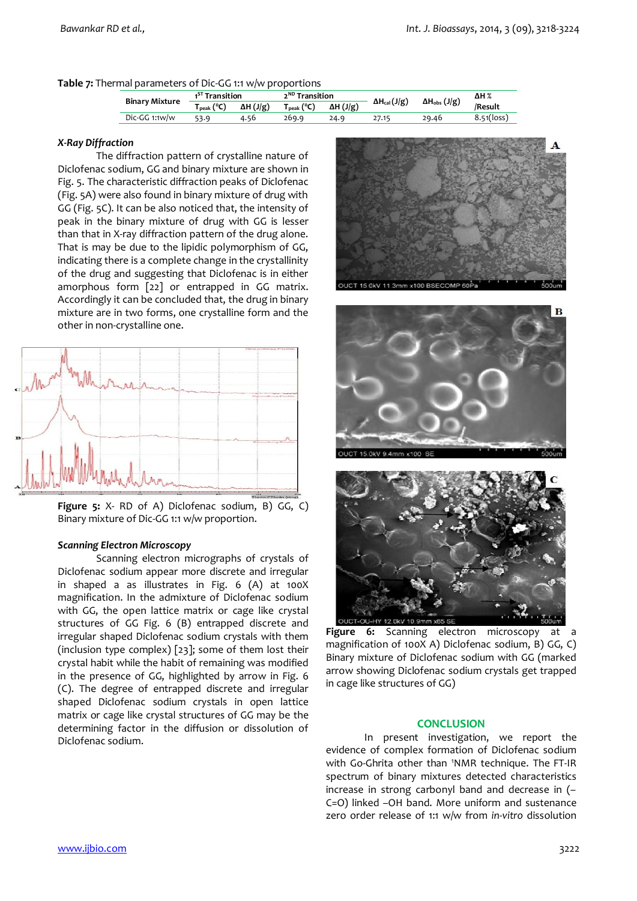**Table 7:** Thermal parameters of Dic-GG 1:1 w/w proportions

| Binary Mixture | 1[ST] Transition | | 2[ND] Transition | | $\Delta H_{cal}$ (J/g) | $\Delta H_{obs}$ (J/g) | ΔH % /Result |
|---|---|---|---|---|---|---|---|
| | $T_{peak}$ (°C) | ΔH (J/g) | $T_{peak}$ (°C) | ΔH (J/g) | | | |
| Dic-GG 1:1w/w | 53.9 | 4.56 | 269.9 | 24.9 | 27.15 | 29.46 | 8.51(loss) |

### *X-Ray Diffraction*

The diffraction pattern of crystalline nature of Diclofenac sodium, GG and binary mixture are shown in Fig. 5. The characteristic diffraction peaks of Diclofenac (Fig. 5A) were also found in binary mixture of drug with GG (Fig. 5C). It can be also noticed that, the intensity of peak in the binary mixture of drug with GG is lesser than that in X-ray diffraction pattern of the drug alone. That is may be due to the lipidic polymorphism of GG, indicating there is a complete change in the crystallinity of the drug and suggesting that Diclofenac is in either amorphous form [22] or entrapped in GG matrix. Accordingly it can be concluded that, the drug in binary mixture are in two forms, one crystalline form and the other in non-crystalline one.

**Figure 5:** X- RD of A) Diclofenac sodium, B) GG, C) Binary mixture of Dic-GG 1:1 w/w proportion.

### *Scanning Electron Microscopy*

Scanning electron micrographs of crystals of Diclofenac sodium appear more discrete and irregular in shaped a as illustrates in Fig. 6 (A) at 100X magnification. In the admixture of Diclofenac sodium with GG, the open lattice matrix or cage like crystal structures of GG Fig. 6 (B) entrapped discrete and irregular shaped Diclofenac sodium crystals with them (inclusion type complex) [23]; some of them lost their crystal habit while the habit of remaining was modified in the presence of GG, highlighted by arrow in Fig. 6 (C). The degree of entrapped discrete and irregular shaped Diclofenac sodium crystals in open lattice matrix or cage like crystal structures of GG may be the determining factor in the diffusion or dissolution of Diclofenac sodium.

**Figure 6:** Scanning electron microscopy at a magnification of 100X A) Diclofenac sodium, B) GG, C) Binary mixture of Diclofenac sodium with GG (marked arrow showing Diclofenac sodium crystals get trapped in cage like structures of GG)

## CONCLUSION

In present investigation, we report the evidence of complex formation of Diclofenac sodium with Go-Ghrita other than [1]NMR technique. The FT-IR spectrum of binary mixtures detected characteristics increase in strong carbonyl band and decrease in (–C=O) linked –OH band. More uniform and sustenance zero order release of 1:1 w/w from *in-vitro* dissolution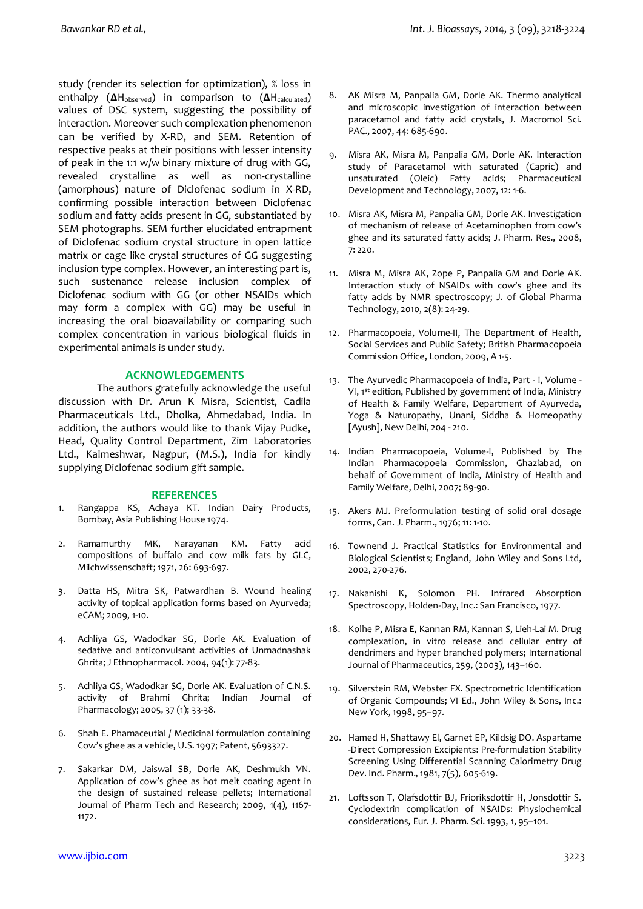study (render its selection for optimization), % loss in enthalpy ($\Delta H_{observed}$) in comparison to ($\Delta H_{calculated}$) values of DSC system, suggesting the possibility of interaction. Moreover such complexation phenomenon can be verified by X-RD, and SEM. Retention of respective peaks at their positions with lesser intensity of peak in the 1:1 w/w binary mixture of drug with GG, revealed crystalline as well as non-crystalline (amorphous) nature of Diclofenac sodium in X-RD, confirming possible interaction between Diclofenac sodium and fatty acids present in GG, substantiated by SEM photographs. SEM further elucidated entrapment of Diclofenac sodium crystal structure in open lattice matrix or cage like crystal structures of GG suggesting inclusion type complex. However, an interesting part is, such sustenance release inclusion complex of Diclofenac sodium with GG (or other NSAIDs which may form a complex with GG) may be useful in increasing the oral bioavailability or comparing such complex concentration in various biological fluids in experimental animals is under study.

## ACKNOWLEDGEMENTS

The authors gratefully acknowledge the useful discussion with Dr. Arun K Misra, Scientist, Cadila Pharmaceuticals Ltd., Dholka, Ahmedabad, India. In addition, the authors would like to thank Vijay Pudke, Head, Quality Control Department, Zim Laboratories Ltd., Kalmeshwar, Nagpur, (M.S.), India for kindly supplying Diclofenac sodium gift sample.

## REFERENCES

1. Rangappa KS, Achaya KT. Indian Dairy Products, Bombay, Asia Publishing House 1974.
2. Ramamurthy MK, Narayanan KM. Fatty acid compositions of buffalo and cow milk fats by GLC, Milchwissenschaft; 1971, 26: 693-697.
3. Datta HS, Mitra SK, Patwardhan B. Wound healing activity of topical application forms based on Ayurveda; eCAM; 2009, 1-10.
4. Achliya GS, Wadodkar SG, Dorle AK. Evaluation of sedative and anticonvulsant activities of Unmadnashak Ghrita; J Ethnopharmacol. 2004, 94(1): 77-83.
5. Achliya GS, Wadodkar SG, Dorle AK. Evaluation of C.N.S. activity of Brahmi Ghrita; Indian Journal of Pharmacology; 2005, 37 (1); 33-38.
6. Shah E. Phamaceutial / Medicinal formulation containing Cow's ghee as a vehicle, U.S. 1997; Patent, 5693327.
7. Sakarkar DM, Jaiswal SB, Dorle AK, Deshmukh VN. Application of cow's ghee as hot melt coating agent in the design of sustained release pellets; International Journal of Pharm Tech and Research; 2009, 1(4), 1167-1172.
8. AK Misra M, Panpalia GM, Dorle AK. Thermo analytical and microscopic investigation of interaction between paracetamol and fatty acid crystals, J. Macromol Sci. PAC., 2007, 44: 685-690.
9. Misra AK, Misra M, Panpalia GM, Dorle AK. Interaction study of Paracetamol with saturated (Capric) and unsaturated (Oleic) Fatty acids; Pharmaceutical Development and Technology, 2007, 12: 1-6.
10. Misra AK, Misra M, Panpalia GM, Dorle AK. Investigation of mechanism of release of Acetaminophen from cow's ghee and its saturated fatty acids; J. Pharm. Res., 2008, 7: 220.
11. Misra M, Misra AK, Zope P, Panpalia GM and Dorle AK. Interaction study of NSAIDs with cow's ghee and its fatty acids by NMR spectroscopy; J. of Global Pharma Technology, 2010, 2(8): 24-29.
12. Pharmacopoeia, Volume-II, The Department of Health, Social Services and Public Safety; British Pharmacopoeia Commission Office, London, 2009, A 1-5.
13. The Ayurvedic Pharmacopoeia of India, Part - I, Volume - VI, 1st edition, Published by government of India, Ministry of Health & Family Welfare, Department of Ayurveda, Yoga & Naturopathy, Unani, Siddha & Homeopathy [Ayush], New Delhi, 204 - 210.
14. Indian Pharmacopoeia, Volume-I, Published by The Indian Pharmacopoeia Commission, Ghaziabad, on behalf of Government of India, Ministry of Health and Family Welfare, Delhi, 2007; 89-90.
15. Akers MJ. Preformulation testing of solid oral dosage forms, Can. J. Pharm., 1976; 11: 1-10.
16. Townend J. Practical Statistics for Environmental and Biological Scientists; England, John Wiley and Sons Ltd, 2002, 270-276.
17. Nakanishi K, Solomon PH. Infrared Absorption Spectroscopy, Holden-Day, Inc.: San Francisco, 1977.
18. Kolhe P, Misra E, Kannan RM, Kannan S, Lieh-Lai M. Drug complexation, in vitro release and cellular entry of dendrimers and hyper branched polymers; International Journal of Pharmaceutics, 259, (2003), 143–160.
19. Silverstein RM, Webster FX. Spectrometric Identification of Organic Compounds; VI Ed., John Wiley & Sons, Inc.: New York, 1998, 95–97.
20. Hamed H, Shattawy El, Garnet EP, Kildsig DO. Aspartame -Direct Compression Excipients: Pre-formulation Stability Screening Using Differential Scanning Calorimetry Drug Dev. Ind. Pharm., 1981, 7(5), 605-619.
21. Loftsson T, Olafsdottir BJ, Frioriksdottir H, Jonsdottir S. Cyclodextrin complication of NSAIDs: Physiochemical considerations, Eur. J. Pharm. Sci. 1993, 1, 95–101.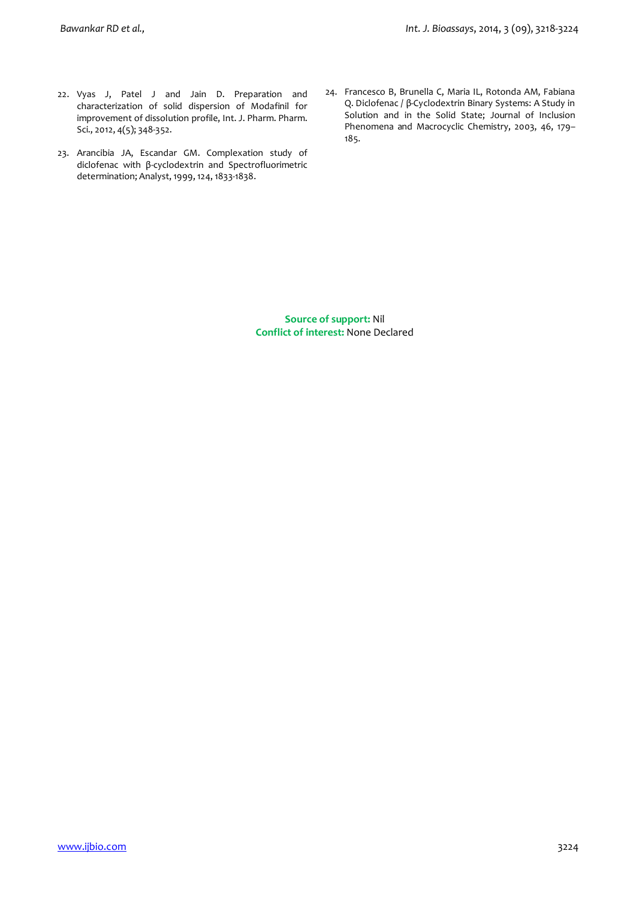22. Vyas J, Patel J and Jain D. Preparation and characterization of solid dispersion of Modafinil for improvement of dissolution profile, Int. J. Pharm. Pharm. Sci., 2012, 4(5); 348-352.

23. Arancibia JA, Escandar GM. Complexation study of diclofenac with β-cyclodextrin and Spectrofluorimetric determination; Analyst, 1999, 124, 1833-1838.

24. Francesco B, Brunella C, Maria IL, Rotonda AM, Fabiana Q. Diclofenac / β-Cyclodextrin Binary Systems: A Study in Solution and in the Solid State; Journal of Inclusion Phenomena and Macrocyclic Chemistry, 2003, 46, 179–185.

**Source of support:** Nil
**Conflict of interest:** None Declared